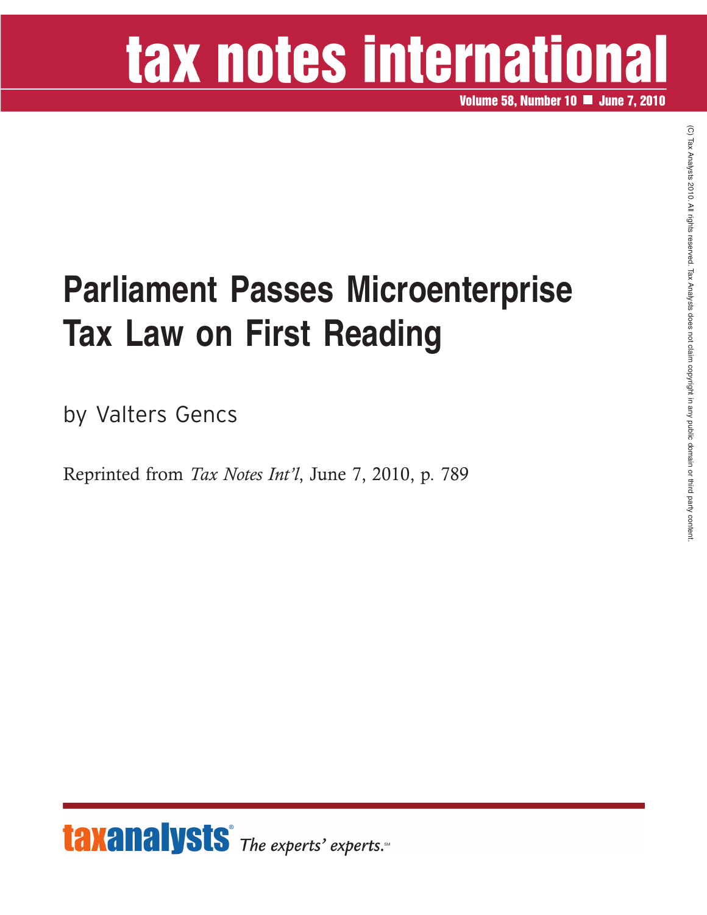# tax notes international

Volume 58, Number 10 ■ June 7, 2010

(C) Tax Analysts 2010. All rights reserved. Tax Analysts does not claim copyright in any public domain or third party content.

## Parliament Passes Microenterprise Tax Law on First Reading

by Valters Gencs

Reprinted from *Tax Notes Int'l*, June 7, 2010, p. 789

**taxanalysts**® *The experts' experts.*℠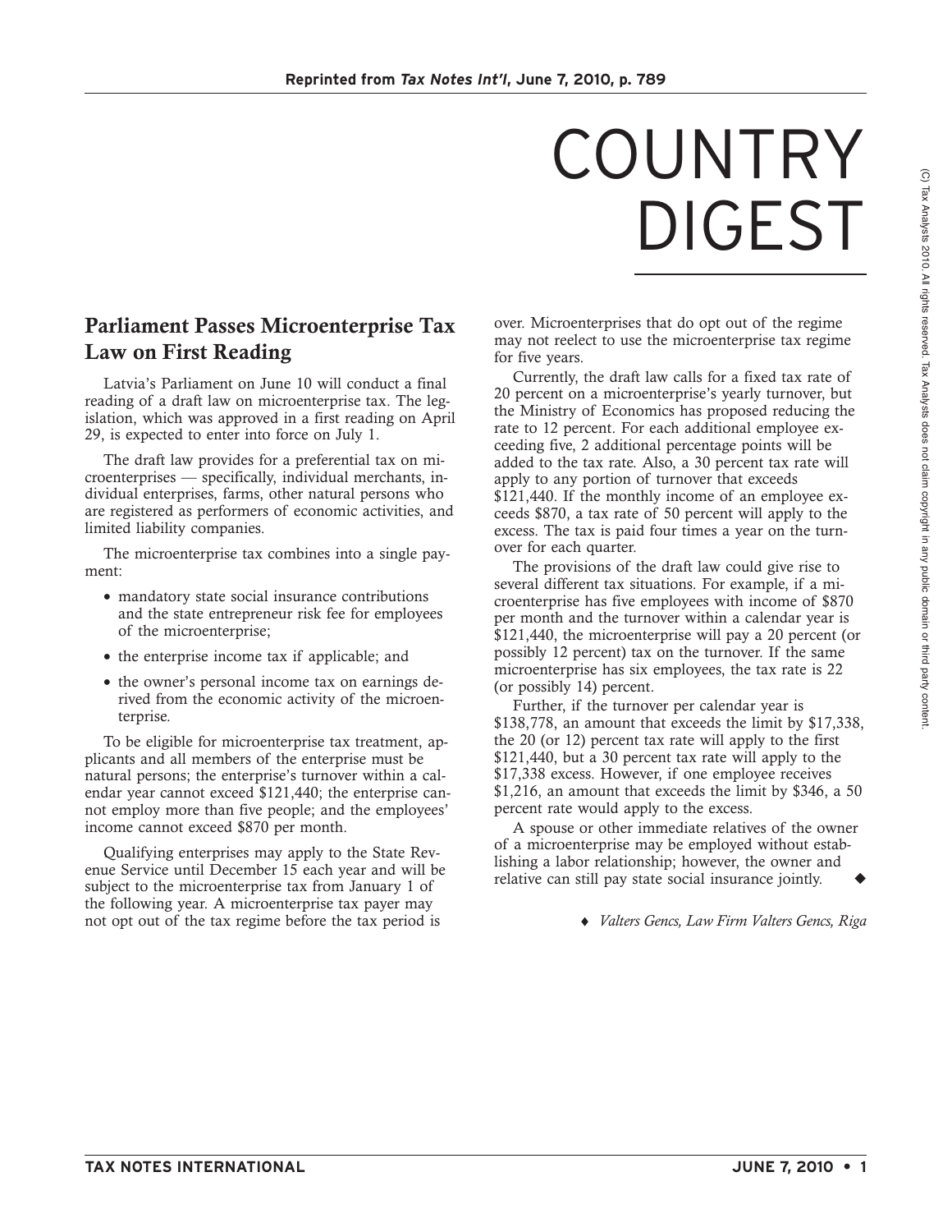# COUNTRY DIGEST

## Parliament Passes Microenterprise Tax Law on First Reading

Latvia's Parliament on June 10 will conduct a final reading of a draft law on microenterprise tax. The legislation, which was approved in a first reading on April 29, is expected to enter into force on July 1.

The draft law provides for a preferential tax on microenterprises — specifically, individual merchants, individual enterprises, farms, other natural persons who are registered as performers of economic activities, and limited liability companies.

The microenterprise tax combines into a single payment:

- mandatory state social insurance contributions and the state entrepreneur risk fee for employees of the microenterprise;
- the enterprise income tax if applicable; and
- the owner's personal income tax on earnings derived from the economic activity of the microenterprise.

To be eligible for microenterprise tax treatment, applicants and all members of the enterprise must be natural persons; the enterprise's turnover within a calendar year cannot exceed $121,440; the enterprise cannot employ more than five people; and the employees' income cannot exceed $870 per month.

Qualifying enterprises may apply to the State Revenue Service until December 15 each year and will be subject to the microenterprise tax from January 1 of the following year. A microenterprise tax payer may not opt out of the tax regime before the tax period is over. Microenterprises that do opt out of the regime may not reelect to use the microenterprise tax regime for five years.

Currently, the draft law calls for a fixed tax rate of 20 percent on a microenterprise's yearly turnover, but the Ministry of Economics has proposed reducing the rate to 12 percent. For each additional employee exceeding five, 2 additional percentage points will be added to the tax rate. Also, a 30 percent tax rate will apply to any portion of turnover that exceeds $121,440. If the monthly income of an employee exceeds $870, a tax rate of 50 percent will apply to the excess. The tax is paid four times a year on the turnover for each quarter.

The provisions of the draft law could give rise to several different tax situations. For example, if a microenterprise has five employees with income of $870 per month and the turnover within a calendar year is $121,440, the microenterprise will pay a 20 percent (or possibly 12 percent) tax on the turnover. If the same microenterprise has six employees, the tax rate is 22 (or possibly 14) percent.

Further, if the turnover per calendar year is $138,778, an amount that exceeds the limit by $17,338, the 20 (or 12) percent tax rate will apply to the first $121,440, but a 30 percent tax rate will apply to the $17,338 excess. However, if one employee receives $1,216, an amount that exceeds the limit by $346, a 50 percent rate would apply to the excess.

A spouse or other immediate relatives of the owner of a microenterprise may be employed without establishing a labor relationship; however, the owner and relative can still pay state social insurance jointly. ◆

♦ *Valters Gencs, Law Firm Valters Gencs, Riga*